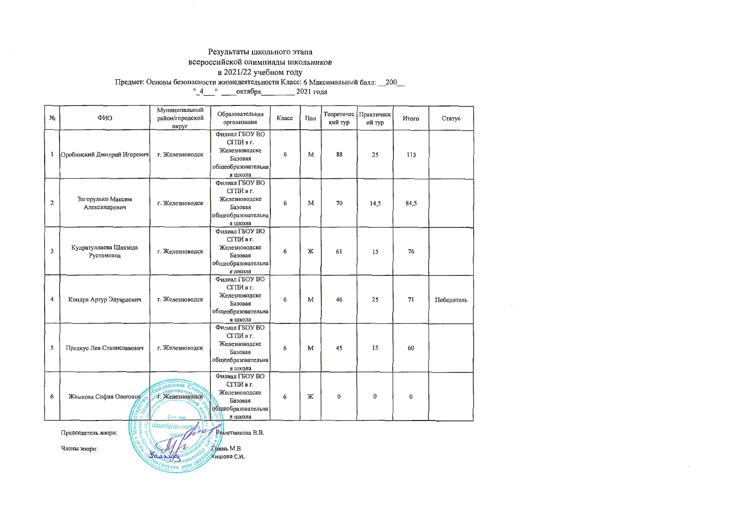Результаты школьного этапа
всероссийской олимпиады школьников
в 2021/22 учебном году

Предмет: Основы безопасности жизнедеятельности Класс: 6 Максимальный балл: __200__

"_4___" ____октября_________ 2021 года

| № | ФИО | Муниципальный район/городской округ | Образовательная организация | Класс | Пол | Теоретический тур | Практический тур | Итого | Статус |
|---|---|---|---|---|---|---|---|---|---|
| 1 | Оробинский Дмитрий Игоревич | г. Железноводск | Филиал ГБОУ ВО СГПИ в г. Железноводске Базовая общеобразовательная школа | 6 | М | 88 | 25 | 113 | |
| 2 | Загорулько Максим Александрович | г. Железноводск | Филиал ГБОУ ВО СГПИ в г. Железноводске Базовая общеобразовательная школа | 6 | М | 70 | 14,5 | 84,5 | |
| 3 | Кудратуллаева Шахзода Рустамовна | г. Железноводск | Филиал ГБОУ ВО СГПИ в г. Железноводске Базовая общеобразовательная школа | 6 | Ж | 61 | 15 | 76 | |
| 4 | Кондря Артур Эдуардович | г. Железноводск | Филиал ГБОУ ВО СГПИ в г. Железноводске Базовая общеобразовательная школа | 6 | М | 46 | 25 | 71 | Победитель |
| 5 | Предкус Лев Станиславович | г. Железноводск | Филиал ГБОУ ВО СГПИ в г. Железноводске Базовая общеобразовательная школа | 6 | М | 45 | 15 | 60 | |
| 6 | Жвыкова София Олеговна | г. Железноводск | Филиал ГБОУ ВО СГПИ в г. Железноводске Базовая общеобразовательная школа | 6 | Ж | 0 | 0 | 0 | |

Председатель жюри: Решетникова В.В.

Члены жюри: Гринь М.В.
Кишова С.И.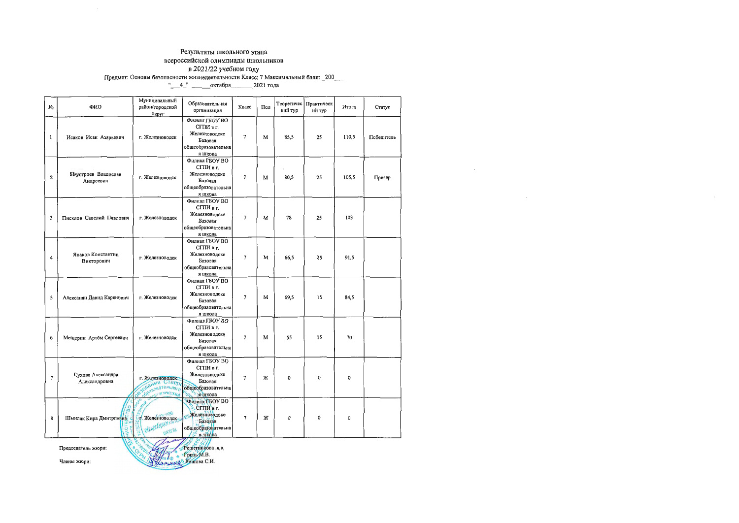Результаты школьного этапа
всероссийской олимпиады школьников
в 2021/22 учебном году

Предмет: Основы безопасности жизнедеятельности Класс: 7 Максимальный балл: _200___

"___4_" ______октября_______ 2021 года

| № | ФИО | Муниципальный район/городской округ | Образовательная организация | Класс | Пол | Теоретический тур | Практический тур | Итого | Статус |
|---|---|---|---|---|---|---|---|---|---|
| 1 | Исаков Исак Азарьевич | г. Железноводск | Филиал ГБОУ ВО СГПИ в г. Железноводске Базовая общеобразовательная школа | 7 | М | 85,5 | 25 | 110,5 | Победитель |
| 2 | Неустроев Владислав Андреевич | г. Железноводск | Филиал ГБОУ ВО СГПИ в г. Железноводске Базовая общеобразовательная школа | 7 | М | 80,5 | 25 | 105,5 | Призёр |
| 3 | Писклов Савелий Павлович | г. Железноводск | Филиал ГБОУ ВО СГПИ в г. Железноводске Базовая общеобразовательная школа | 7 | М | 78 | 25 | 103 | |
| 4 | Янаков Константин Викторович | г. Железноводск | Филиал ГБОУ ВО СГПИ в г. Железноводске Базовая общеобразовательная школа | 7 | М | 66,5 | 25 | 91,5 | |
| 5 | Алексанян Давид Каренович | г. Железноводск | Филиал ГБОУ ВО СГПИ в г. Железноводске Базовая общеобразовательная школа | 7 | М | 69,5 | 15 | 84,5 | |
| 6 | Мещерин Артём Сергеевич | г. Железноводск | Филиал ГБОУ ВО СГПИ в г. Железноводске Базовая общеобразовательная школа | 7 | М | 55 | 15 | 70 | |
| 7 | Сухова Александра Александровна | г. Железноводск | Филиал ГБОУ ВО СГПИ в г. Железноводске Базовая общеобразовательная школа | 7 | Ж | 0 | 0 | 0 | |
| 8 | Шмиляк Кира Дмитриевна | г. Железноводск | Филиал ГБОУ ВО СГПИ в г. Железноводске Базовая общеобразовательная школа | 7 | Ж | 0 | 0 | 0 | |

Председатель жюри: Решетникова ,в,в,

Члены жюри: Грень М.В.
Князова С.И.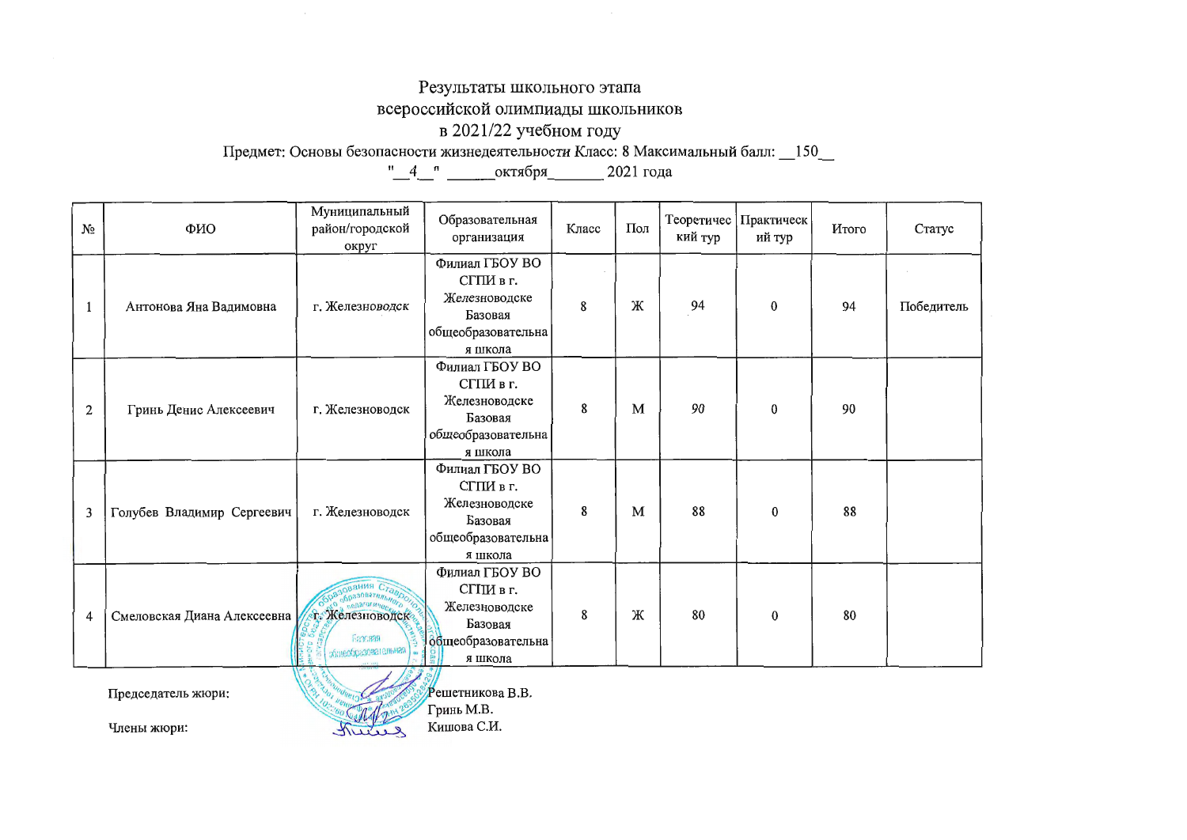Результаты школьного этапа
всероссийской олимпиады школьников
в 2021/22 учебном году

Предмет: Основы безопасности жизнедеятельности Класс: 8 Максимальный балл: __150__

"__4__" ______октября_______ 2021 года

| № | ФИО | Муниципальный район/городской округ | Образовательная организация | Класс | Пол | Теоретический тур | Практический тур | Итого | Статус |
|---|---|---|---|---|---|---|---|---|---|
| 1 | Антонова Яна Вадимовна | г. Железноводск | Филиал ГБОУ ВО СГПИ в г. Железноводске Базовая общеобразовательная школа | 8 | Ж | 94 | 0 | 94 | Победитель |
| 2 | Гринь Денис Алексеевич | г. Железноводск | Филиал ГБОУ ВО СГПИ в г. Железноводске Базовая общеобразовательная школа | 8 | М | 90 | 0 | 90 | |
| 3 | Голубев Владимир Сергеевич | г. Железноводск | Филиал ГБОУ ВО СГПИ в г. Железноводске Базовая общеобразовательная школа | 8 | М | 88 | 0 | 88 | |
| 4 | Смеловская Диана Алексеевна | г. Железноводск | Филиал ГБОУ ВО СГПИ в г. Железноводске Базовая общеобразовательная школа | 8 | Ж | 80 | 0 | 80 | |

Председатель жюри: Решетникова В.В.

Члены жюри: Гринь М.В.
Кишова С.И.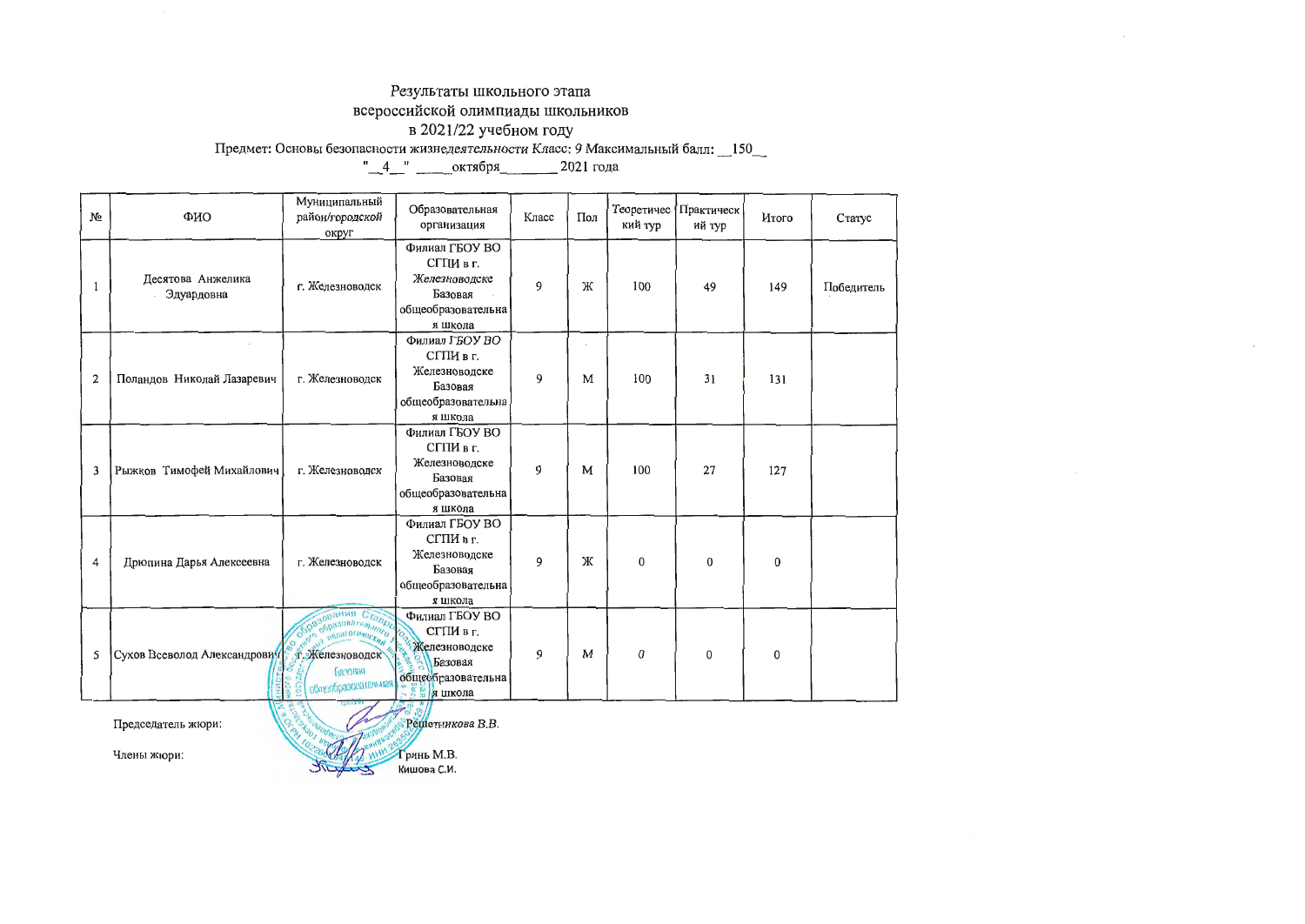Результаты школьного этапа
всероссийской олимпиады школьников
в 2021/22 учебном году

Предмет: Основы безопасности жизнедеятельности Класс: 9 Максимальный балл: __150__

"__4__" _____октября________ 2021 года

| № | ФИО | Муниципальный район/городской округ | Образовательная организация | Класс | Пол | Теоретический тур | Практический тур | Итого | Статус |
|---|---|---|---|---|---|---|---|---|---|
| 1 | Десятова Анжелика Эдуардовна | г. Железноводск | Филиал ГБОУ ВО СГПИ в г. Железноводске Базовая общеобразовательная школа | 9 | Ж | 100 | 49 | 149 | Победитель |
| 2 | Поландов Николай Лазаревич | г. Железноводск | Филиал ГБОУ ВО СГПИ в г. Железноводске Базовая общеобразовательная школа | 9 | М | 100 | 31 | 131 | |
| 3 | Рыжков Тимофей Михайлович | г. Железноводск | Филиал ГБОУ ВО СГПИ в г. Железноводске Базовая общеобразовательная школа | 9 | М | 100 | 27 | 127 | |
| 4 | Дрюпина Дарья Алексеевна | г. Железноводск | Филиал ГБОУ ВО СГПИ в г. Железноводске Базовая общеобразовательная школа | 9 | Ж | 0 | 0 | 0 | |
| 5 | Сухов Всеволод Александрович | г. Железноводск | Филиал ГБОУ ВО СГПИ в г. Железноводске Базовая общеобразовательная школа | 9 | М | 0 | 0 | 0 | |

Председатель жюри: Решетникова В.В.

Члены жюри: Гринь М.В.
Кишова С.И.